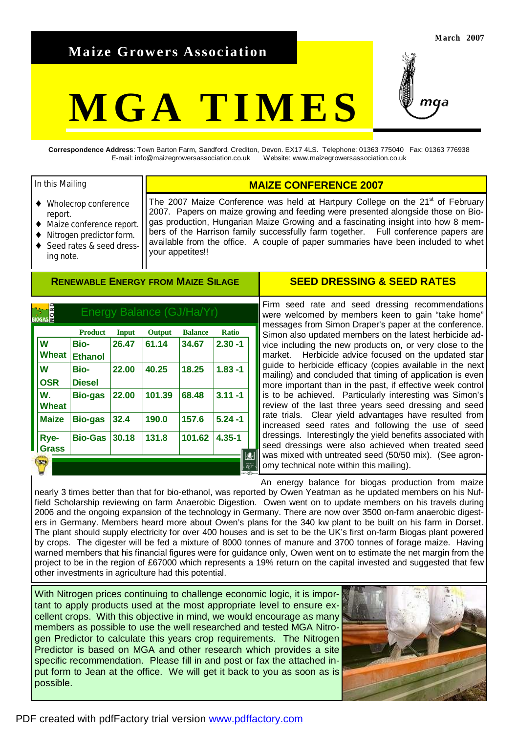March 2007

# Maize Growers Association

# MGA TIMES

**Correspondence Address**: Town Barton Farm, Sandford, Crediton, Devon. EX17 4LS. Telephone: 01363 775040 Fax: 01363 776938
E-mail: info@maizegrowersassociation.co.uk Website: www.maizegrowersassociation.co.uk

In this Mailing

- Wholecrop conference report.
- Maize conference report.
- Nitrogen predictor form.
- Seed rates & seed dressing note.

## MAIZE CONFERENCE 2007

The 2007 Maize Conference was held at Hartpury College on the 21st of February 2007. Papers on maize growing and feeding were presented alongside those on Biogas production, Hungarian Maize Growing and a fascinating insight into how 8 members of the Harrison family successfully farm together. Full conference papers are available from the office. A couple of paper summaries have been included to whet your appetites!!

## RENEWABLE ENERGY FROM MAIZE SILAGE

Energy Balance (GJ/Ha/Yr)

| | Product | Input | Output | Balance | Ratio |
|---|---|---|---|---|---|
| W Wheat | Bio-Ethanol | 26.47 | 61.14 | 34.67 | 2.30 -1 |
| W OSR | Bio-Diesel | 22.00 | 40.25 | 18.25 | 1.83 -1 |
| W. Wheat | Bio-gas | 22.00 | 101.39 | 68.48 | 3.11 -1 |
| Maize | Bio-gas | 32.4 | 190.0 | 157.6 | 5.24 -1 |
| Rye-Grass | Bio-Gas | 30.18 | 131.8 | 101.62 | 4.35-1 |

An energy balance for biogas production from maize nearly 3 times better than that for bio-ethanol, was reported by Owen Yeatman as he updated members on his Nuffield Scholarship reviewing on farm Anaerobic Digestion. Owen went on to update members on his travels during 2006 and the ongoing expansion of the technology in Germany. There are now over 3500 on-farm anaerobic digesters in Germany. Members heard more about Owen's plans for the 340 kw plant to be built on his farm in Dorset. The plant should supply electricity for over 400 houses and is set to be the UK's first on-farm Biogas plant powered by crops. The digester will be fed a mixture of 8000 tonnes of manure and 3700 tonnes of forage maize. Having warned members that his financial figures were for guidance only, Owen went on to estimate the net margin from the project to be in the region of £67000 which represents a 19% return on the capital invested and suggested that few other investments in agriculture had this potential.

## SEED DRESSING & SEED RATES

Firm seed rate and seed dressing recommendations were welcomed by members keen to gain "take home" messages from Simon Draper's paper at the conference. Simon also updated members on the latest herbicide advice including the new products on, or very close to the market. Herbicide advice focused on the updated star guide to herbicide efficacy (copies available in the next mailing) and concluded that timing of application is even more important than in the past, if effective week control is to be achieved. Particularly interesting was Simon's review of the last three years seed dressing and seed rate trials. Clear yield advantages have resulted from increased seed rates and following the use of seed dressings. Interestingly the yield benefits associated with seed dressings were also achieved when treated seed was mixed with untreated seed (50/50 mix). (See agronomy technical note within this mailing).

With Nitrogen prices continuing to challenge economic logic, it is important to apply products used at the most appropriate level to ensure excellent crops. With this objective in mind, we would encourage as many members as possible to use the well researched and tested MGA Nitrogen Predictor to calculate this years crop requirements. The Nitrogen Predictor is based on MGA and other research which provides a site specific recommendation. Please fill in and post or fax the attached input form to Jean at the office. We will get it back to you as soon as is possible.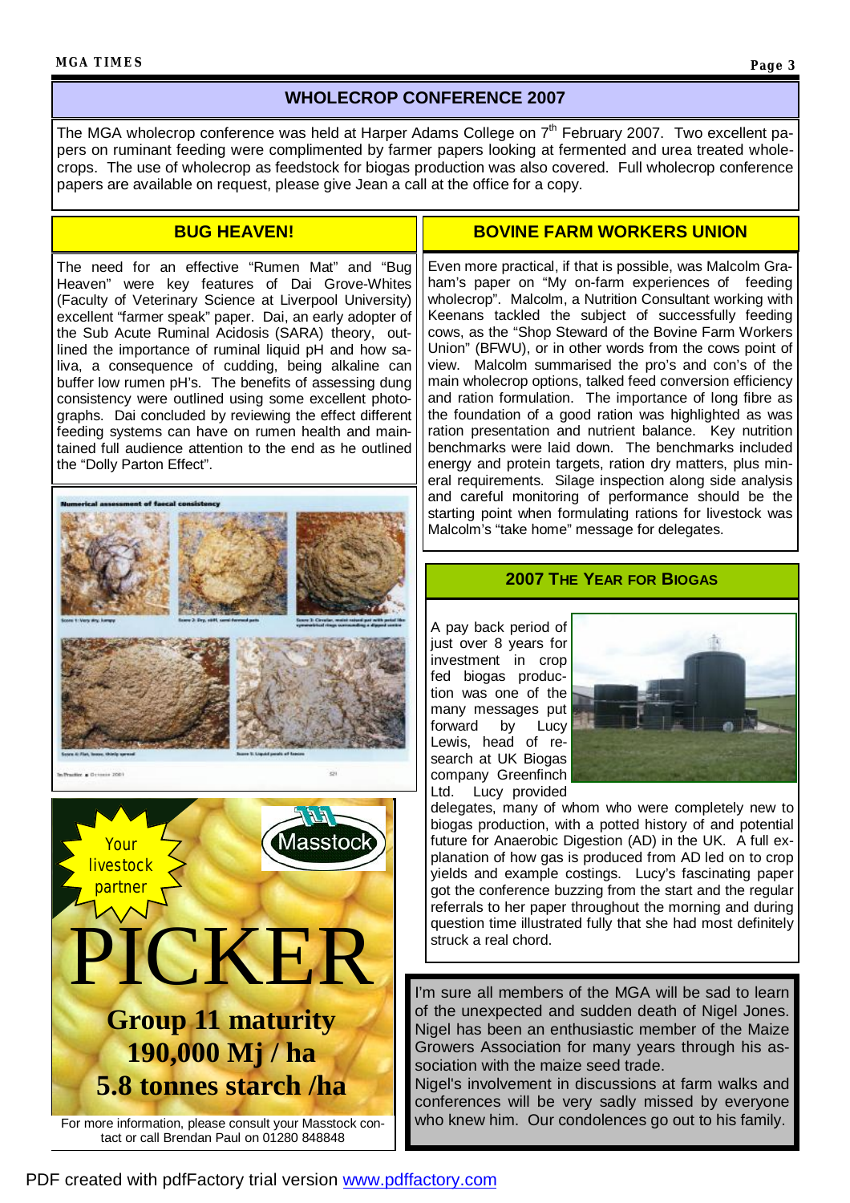## WHOLECROP CONFERENCE 2007

The MGA wholecrop conference was held at Harper Adams College on 7th February 2007. Two excellent papers on ruminant feeding were complimented by farmer papers looking at fermented and urea treated wholecrops. The use of wholecrop as feedstock for biogas production was also covered. Full wholecrop conference papers are available on request, please give Jean a call at the office for a copy.

## BUG HEAVEN!

The need for an effective "Rumen Mat" and "Bug Heaven" were key features of Dai Grove-Whites (Faculty of Veterinary Science at Liverpool University) excellent "farmer speak" paper. Dai, an early adopter of the Sub Acute Ruminal Acidosis (SARA) theory, outlined the importance of ruminal liquid pH and how saliva, a consequence of cudding, being alkaline can buffer low rumen pH's. The benefits of assessing dung consistency were outlined using some excellent photographs. Dai concluded by reviewing the effect different feeding systems can have on rumen health and maintained full audience attention to the end as he outlined the "Dolly Parton Effect".

Numerical assessment of faecal consistency

Score 1: Very dry, lumpy

Score 2: Dry, stiff, semi-formed pats

Score 3: Circular, moist raised pat with pated like symmetrical rings surrounding a dipped centre

Score 4: Flat, loose, thinly spread

Score 5: Liquid pools of faeces

## BOVINE FARM WORKERS UNION

Even more practical, if that is possible, was Malcolm Graham's paper on "My on-farm experiences of feeding wholecrop". Malcolm, a Nutrition Consultant working with Keenans tackled the subject of successfully feeding cows, as the "Shop Steward of the Bovine Farm Workers Union" (BFWU), or in other words from the cows point of view. Malcolm summarised the pro's and con's of the main wholecrop options, talked feed conversion efficiency and ration formulation. The importance of long fibre as the foundation of a good ration was highlighted as was ration presentation and nutrient balance. Key nutrition benchmarks were laid down. The benchmarks included energy and protein targets, ration dry matters, plus mineral requirements. Silage inspection along side analysis and careful monitoring of performance should be the starting point when formulating rations for livestock was Malcolm's "take home" message for delegates.

## 2007 THE YEAR FOR BIOGAS

A pay back period of just over 8 years for investment in crop fed biogas production was one of the many messages put forward by Lucy Lewis, head of research at UK Biogas company Greenfinch Ltd. Lucy provided delegates, many of whom who were completely new to biogas production, with a potted history of and potential future for Anaerobic Digestion (AD) in the UK. A full explanation of how gas is produced from AD led on to crop yields and example costings. Lucy's fascinating paper got the conference buzzing from the start and the regular referrals to her paper throughout the morning and during question time illustrated fully that she had most definitely struck a real chord.

I'm sure all members of the MGA will be sad to learn of the unexpected and sudden death of Nigel Jones. Nigel has been an enthusiastic member of the Maize Growers Association for many years through his association with the maize seed trade.

Nigel's involvement in discussions at farm walks and conferences will be very sadly missed by everyone who knew him. Our condolences go out to his family.

Your livestock partner

Masstock

# PICKER

**Group 11 maturity**
**190,000 Mj / ha**
**5.8 tonnes starch /ha**

For more information, please consult your Masstock contact or call Brendan Paul on 01280 848848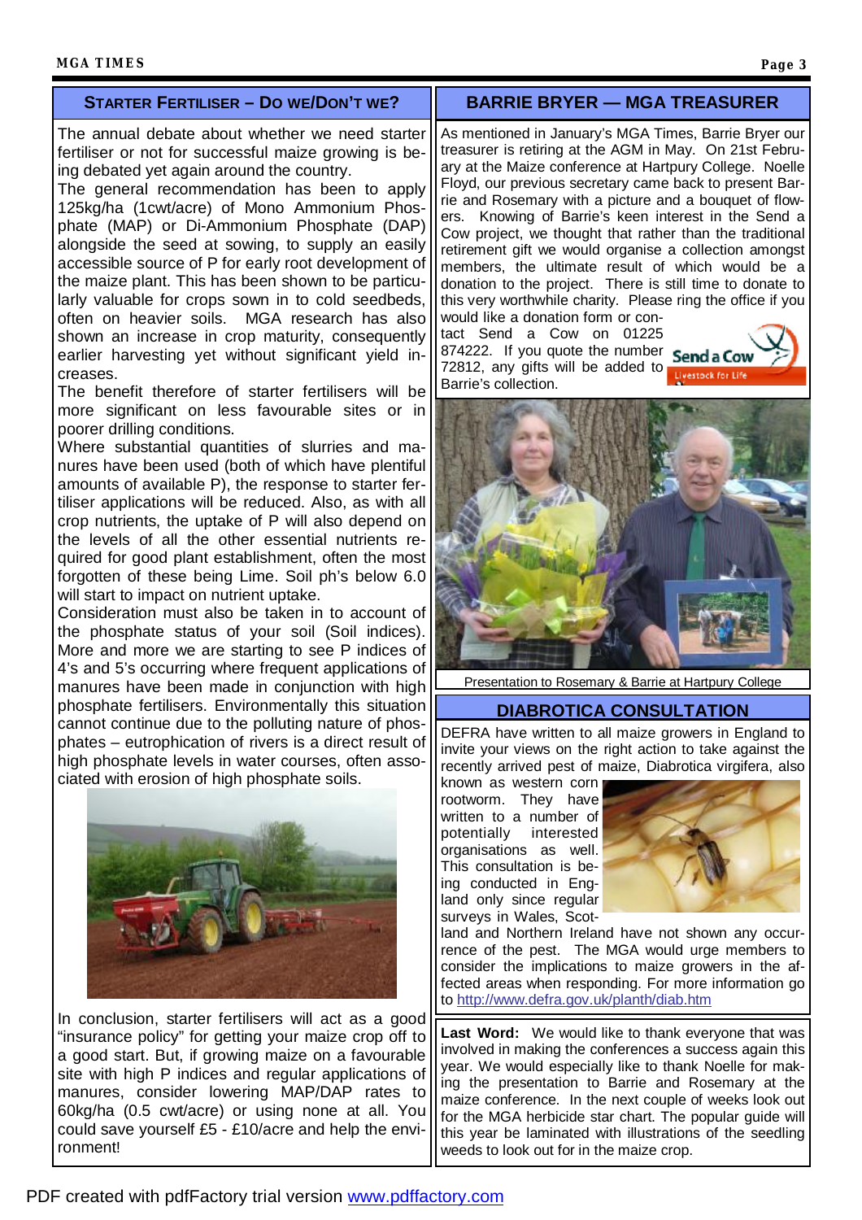## Starter Fertiliser – Do we/Don't we?

The annual debate about whether we need starter fertiliser or not for successful maize growing is being debated yet again around the country.

The general recommendation has been to apply 125kg/ha (1cwt/acre) of Mono Ammonium Phosphate (MAP) or Di-Ammonium Phosphate (DAP) alongside the seed at sowing, to supply an easily accessible source of P for early root development of the maize plant. This has been shown to be particularly valuable for crops sown in to cold seedbeds, often on heavier soils. MGA research has also shown an increase in crop maturity, consequently earlier harvesting yet without significant yield increases.

The benefit therefore of starter fertilisers will be more significant on less favourable sites or in poorer drilling conditions.

Where substantial quantities of slurries and manures have been used (both of which have plentiful amounts of available P), the response to starter fertiliser applications will be reduced. Also, as with all crop nutrients, the uptake of P will also depend on the levels of all the other essential nutrients required for good plant establishment, often the most forgotten of these being Lime. Soil ph's below 6.0 will start to impact on nutrient uptake.

Consideration must also be taken in to account of the phosphate status of your soil (Soil indices). More and more we are starting to see P indices of 4's and 5's occurring where frequent applications of manures have been made in conjunction with high phosphate fertilisers. Environmentally this situation cannot continue due to the polluting nature of phosphates – eutrophication of rivers is a direct result of high phosphate levels in water courses, often associated with erosion of high phosphate soils.

In conclusion, starter fertilisers will act as a good "insurance policy" for getting your maize crop off to a good start. But, if growing maize on a favourable site with high P indices and regular applications of manures, consider lowering MAP/DAP rates to 60kg/ha (0.5 cwt/acre) or using none at all. You could save yourself £5 - £10/acre and help the environment!

## BARRIE BRYER — MGA TREASURER

As mentioned in January's MGA Times, Barrie Bryer our treasurer is retiring at the AGM in May. On 21st February at the Maize conference at Hartpury College. Noelle Floyd, our previous secretary came back to present Barrie and Rosemary with a picture and a bouquet of flowers. Knowing of Barrie's keen interest in the Send a Cow project, we thought that rather than the traditional retirement gift we would organise a collection amongst members, the ultimate result of which would be a donation to the project. There is still time to donate to this very worthwhile charity. Please ring the office if you would like a donation form or contact Send a Cow on 01225 874222. If you quote the number 72812, any gifts will be added to Barrie's collection.

Send a Cow — Livestock for Life

Presentation to Rosemary & Barrie at Hartpury College

## DIABROTICA CONSULTATION

DEFRA have written to all maize growers in England to invite your views on the right action to take against the recently arrived pest of maize, Diabrotica virgifera, also known as western corn rootworm. They have written to a number of potentially interested organisations as well. This consultation is being conducted in England only since regular surveys in Wales, Scotland and Northern Ireland have not shown any occurrence of the pest. The MGA would urge members to consider the implications to maize growers in the affected areas when responding. For more information go to http://www.defra.gov.uk/planth/diab.htm

**Last Word:** We would like to thank everyone that was involved in making the conferences a success again this year. We would especially like to thank Noelle for making the presentation to Barrie and Rosemary at the maize conference. In the next couple of weeks look out for the MGA herbicide star chart. The popular guide will this year be laminated with illustrations of the seedling weeds to look out for in the maize crop.